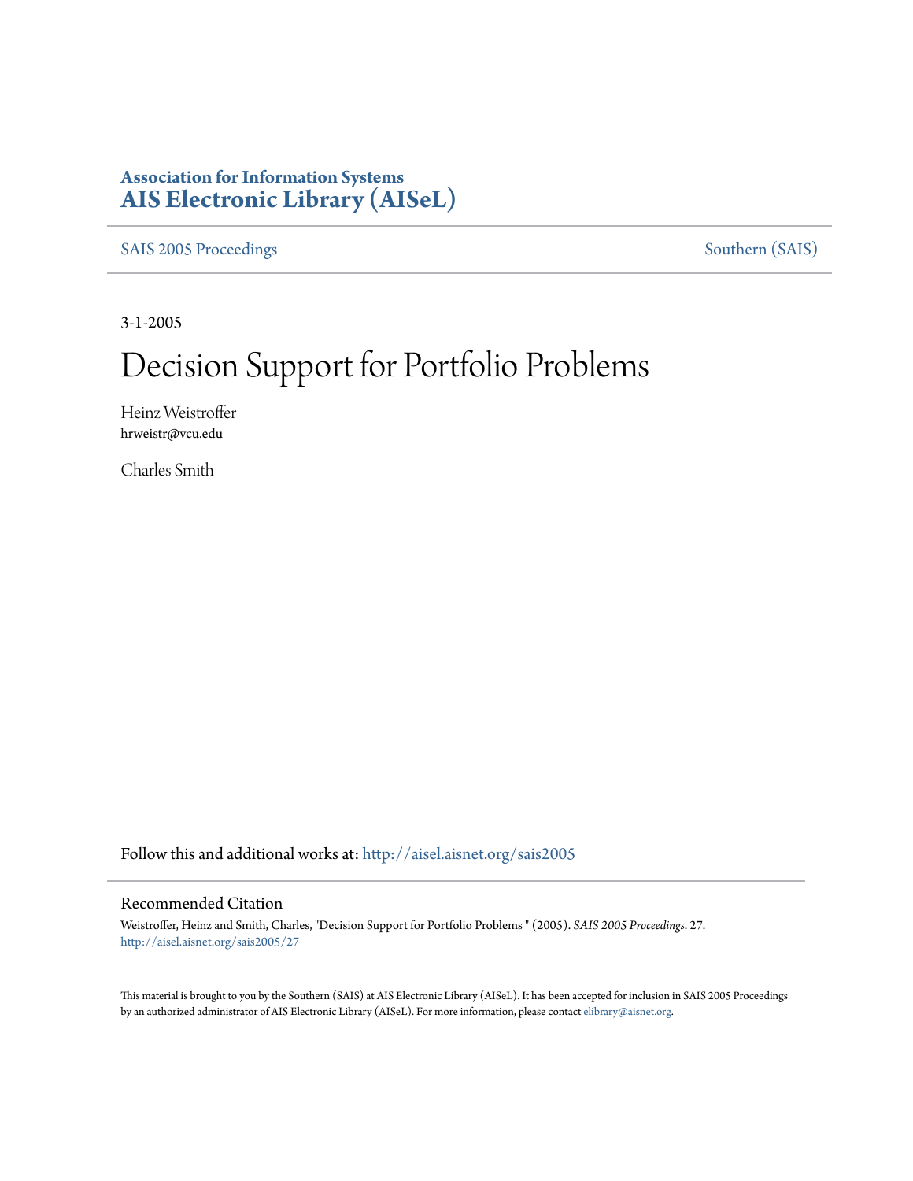**Association for Information Systems**
**AIS Electronic Library (AISeL)**

SAIS 2005 Proceedings

Southern (SAIS)

3-1-2005

# Decision Support for Portfolio Problems

Heinz Weistroffer
hrweistr@vcu.edu

Charles Smith

Follow this and additional works at: http://aisel.aisnet.org/sais2005

## Recommended Citation

Weistroffer, Heinz and Smith, Charles, "Decision Support for Portfolio Problems " (2005). *SAIS 2005 Proceedings*. 27.
http://aisel.aisnet.org/sais2005/27

This material is brought to you by the Southern (SAIS) at AIS Electronic Library (AISeL). It has been accepted for inclusion in SAIS 2005 Proceedings by an authorized administrator of AIS Electronic Library (AISeL). For more information, please contact elibrary@aisnet.org.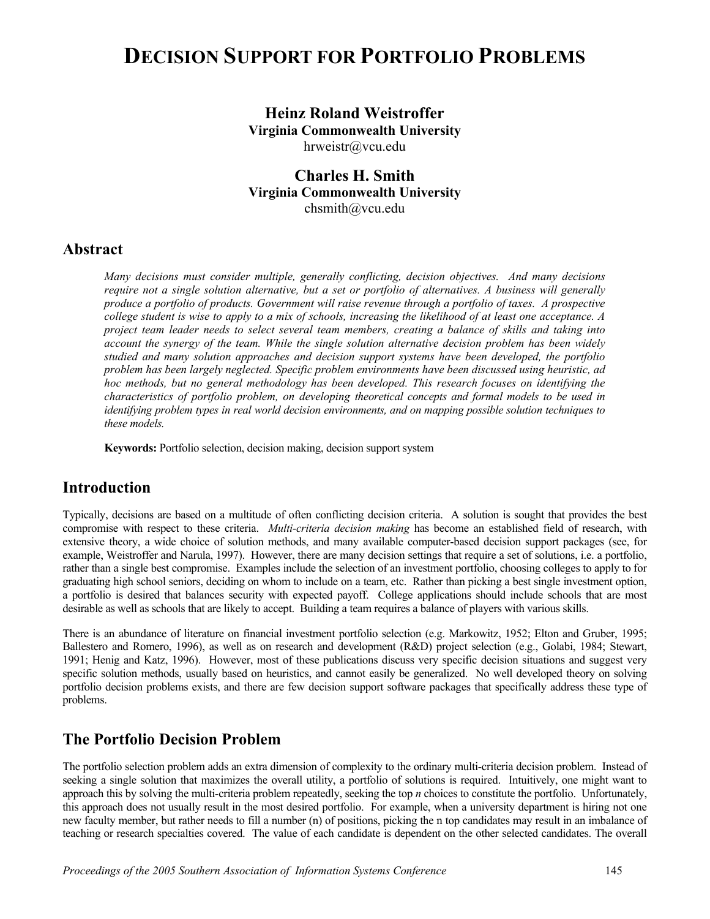# DECISION SUPPORT FOR PORTFOLIO PROBLEMS

**Heinz Roland Weistroffer**
**Virginia Commonwealth University**
hrweistr@vcu.edu

**Charles H. Smith**
**Virginia Commonwealth University**
chsmith@vcu.edu

## Abstract

*Many decisions must consider multiple, generally conflicting, decision objectives. And many decisions require not a single solution alternative, but a set or portfolio of alternatives. A business will generally produce a portfolio of products. Government will raise revenue through a portfolio of taxes. A prospective college student is wise to apply to a mix of schools, increasing the likelihood of at least one acceptance. A project team leader needs to select several team members, creating a balance of skills and taking into account the synergy of the team. While the single solution alternative decision problem has been widely studied and many solution approaches and decision support systems have been developed, the portfolio problem has been largely neglected. Specific problem environments have been discussed using heuristic, ad hoc methods, but no general methodology has been developed. This research focuses on identifying the characteristics of portfolio problem, on developing theoretical concepts and formal models to be used in identifying problem types in real world decision environments, and on mapping possible solution techniques to these models.*

**Keywords:** Portfolio selection, decision making, decision support system

## Introduction

Typically, decisions are based on a multitude of often conflicting decision criteria. A solution is sought that provides the best compromise with respect to these criteria. *Multi-criteria decision making* has become an established field of research, with extensive theory, a wide choice of solution methods, and many available computer-based decision support packages (see, for example, Weistroffer and Narula, 1997). However, there are many decision settings that require a set of solutions, i.e. a portfolio, rather than a single best compromise. Examples include the selection of an investment portfolio, choosing colleges to apply to for graduating high school seniors, deciding on whom to include on a team, etc. Rather than picking a best single investment option, a portfolio is desired that balances security with expected payoff. College applications should include schools that are most desirable as well as schools that are likely to accept. Building a team requires a balance of players with various skills.

There is an abundance of literature on financial investment portfolio selection (e.g. Markowitz, 1952; Elton and Gruber, 1995; Ballestero and Romero, 1996), as well as on research and development (R&D) project selection (e.g., Golabi, 1984; Stewart, 1991; Henig and Katz, 1996). However, most of these publications discuss very specific decision situations and suggest very specific solution methods, usually based on heuristics, and cannot easily be generalized. No well developed theory on solving portfolio decision problems exists, and there are few decision support software packages that specifically address these type of problems.

## The Portfolio Decision Problem

The portfolio selection problem adds an extra dimension of complexity to the ordinary multi-criteria decision problem. Instead of seeking a single solution that maximizes the overall utility, a portfolio of solutions is required. Intuitively, one might want to approach this by solving the multi-criteria problem repeatedly, seeking the top *n* choices to constitute the portfolio. Unfortunately, this approach does not usually result in the most desired portfolio. For example, when a university department is hiring not one new faculty member, but rather needs to fill a number (n) of positions, picking the n top candidates may result in an imbalance of teaching or research specialties covered. The value of each candidate is dependent on the other selected candidates. The overall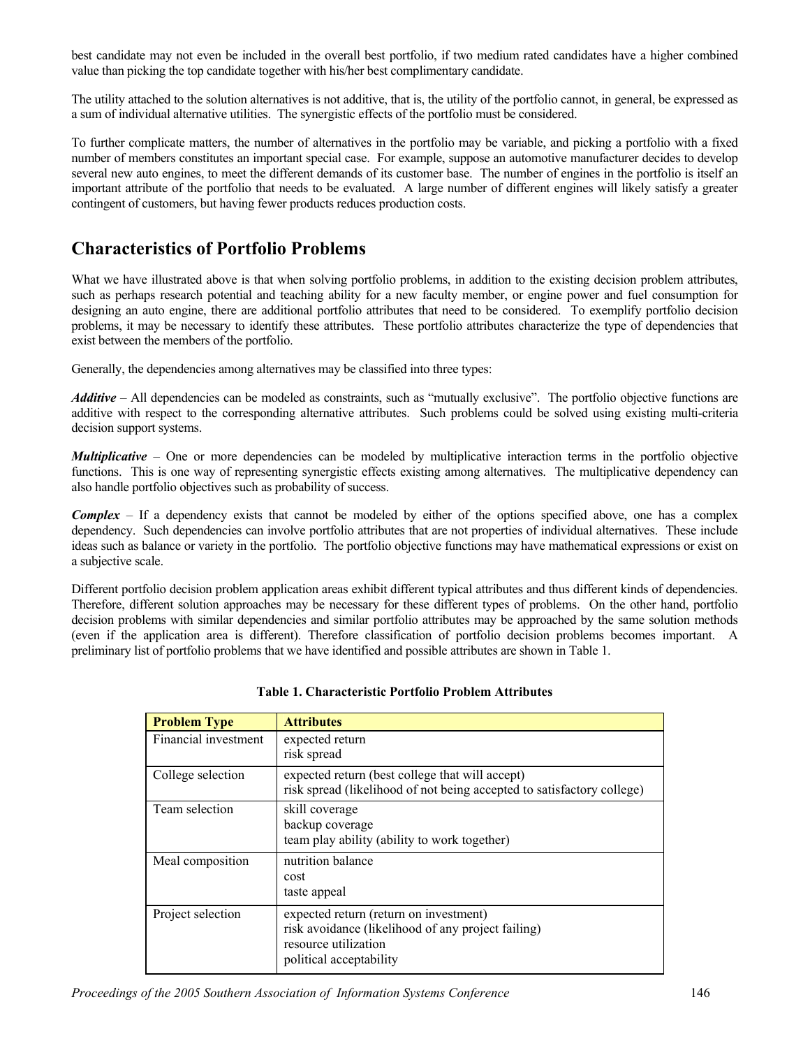best candidate may not even be included in the overall best portfolio, if two medium rated candidates have a higher combined value than picking the top candidate together with his/her best complimentary candidate.

The utility attached to the solution alternatives is not additive, that is, the utility of the portfolio cannot, in general, be expressed as a sum of individual alternative utilities. The synergistic effects of the portfolio must be considered.

To further complicate matters, the number of alternatives in the portfolio may be variable, and picking a portfolio with a fixed number of members constitutes an important special case. For example, suppose an automotive manufacturer decides to develop several new auto engines, to meet the different demands of its customer base. The number of engines in the portfolio is itself an important attribute of the portfolio that needs to be evaluated. A large number of different engines will likely satisfy a greater contingent of customers, but having fewer products reduces production costs.

## Characteristics of Portfolio Problems

What we have illustrated above is that when solving portfolio problems, in addition to the existing decision problem attributes, such as perhaps research potential and teaching ability for a new faculty member, or engine power and fuel consumption for designing an auto engine, there are additional portfolio attributes that need to be considered. To exemplify portfolio decision problems, it may be necessary to identify these attributes. These portfolio attributes characterize the type of dependencies that exist between the members of the portfolio.

Generally, the dependencies among alternatives may be classified into three types:

***Additive*** – All dependencies can be modeled as constraints, such as "mutually exclusive". The portfolio objective functions are additive with respect to the corresponding alternative attributes. Such problems could be solved using existing multi-criteria decision support systems.

***Multiplicative*** – One or more dependencies can be modeled by multiplicative interaction terms in the portfolio objective functions. This is one way of representing synergistic effects existing among alternatives. The multiplicative dependency can also handle portfolio objectives such as probability of success.

***Complex*** – If a dependency exists that cannot be modeled by either of the options specified above, one has a complex dependency. Such dependencies can involve portfolio attributes that are not properties of individual alternatives. These include ideas such as balance or variety in the portfolio. The portfolio objective functions may have mathematical expressions or exist on a subjective scale.

Different portfolio decision problem application areas exhibit different typical attributes and thus different kinds of dependencies. Therefore, different solution approaches may be necessary for these different types of problems. On the other hand, portfolio decision problems with similar dependencies and similar portfolio attributes may be approached by the same solution methods (even if the application area is different). Therefore classification of portfolio decision problems becomes important. A preliminary list of portfolio problems that we have identified and possible attributes are shown in Table 1.

**Table 1. Characteristic Portfolio Problem Attributes**

| Problem Type | Attributes |
|---|---|
| Financial investment | expected return<br>risk spread |
| College selection | expected return (best college that will accept)<br>risk spread (likelihood of not being accepted to satisfactory college) |
| Team selection | skill coverage<br>backup coverage<br>team play ability (ability to work together) |
| Meal composition | nutrition balance<br>cost<br>taste appeal |
| Project selection | expected return (return on investment)<br>risk avoidance (likelihood of any project failing)<br>resource utilization<br>political acceptability |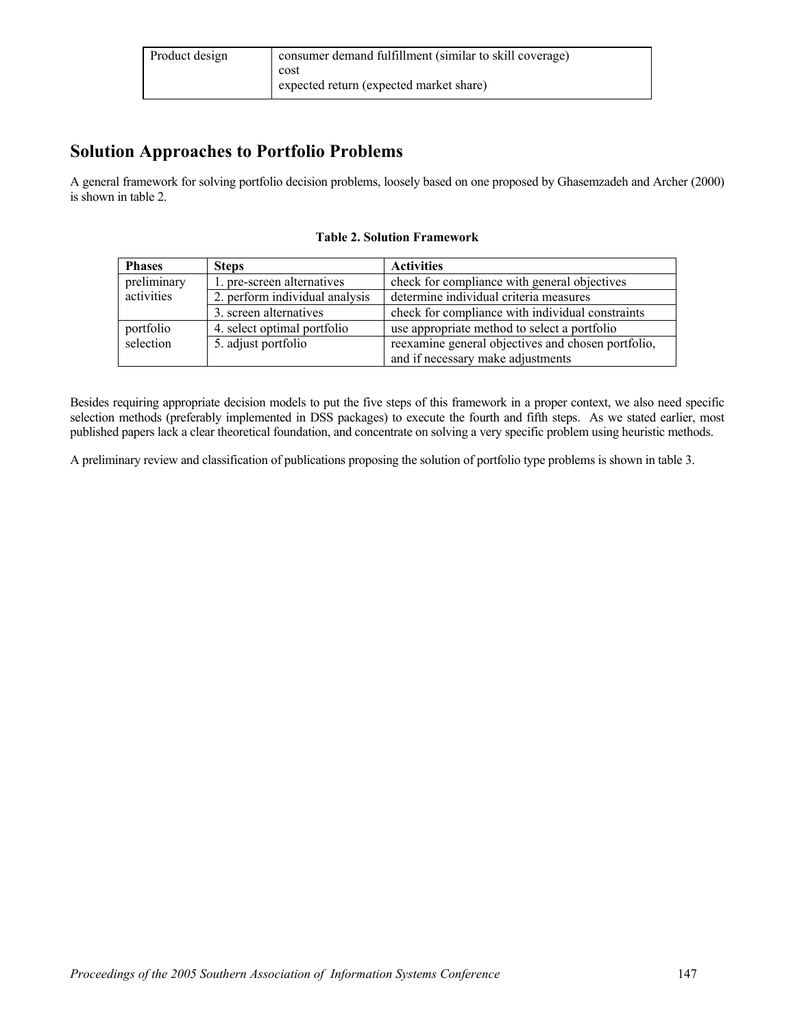| Product design | consumer demand fulfillment (similar to skill coverage)<br>cost<br>expected return (expected market share) |
|---|---|

## Solution Approaches to Portfolio Problems

A general framework for solving portfolio decision problems, loosely based on one proposed by Ghasemzadeh and Archer (2000) is shown in table 2.

**Table 2. Solution Framework**

| Phases | Steps | Activities |
|---|---|---|
| preliminary activities | 1. pre-screen alternatives | check for compliance with general objectives |
| | 2. perform individual analysis | determine individual criteria measures |
| | 3. screen alternatives | check for compliance with individual constraints |
| portfolio selection | 4. select optimal portfolio | use appropriate method to select a portfolio |
| | 5. adjust portfolio | reexamine general objectives and chosen portfolio, and if necessary make adjustments |

Besides requiring appropriate decision models to put the five steps of this framework in a proper context, we also need specific selection methods (preferably implemented in DSS packages) to execute the fourth and fifth steps. As we stated earlier, most published papers lack a clear theoretical foundation, and concentrate on solving a very specific problem using heuristic methods.

A preliminary review and classification of publications proposing the solution of portfolio type problems is shown in table 3.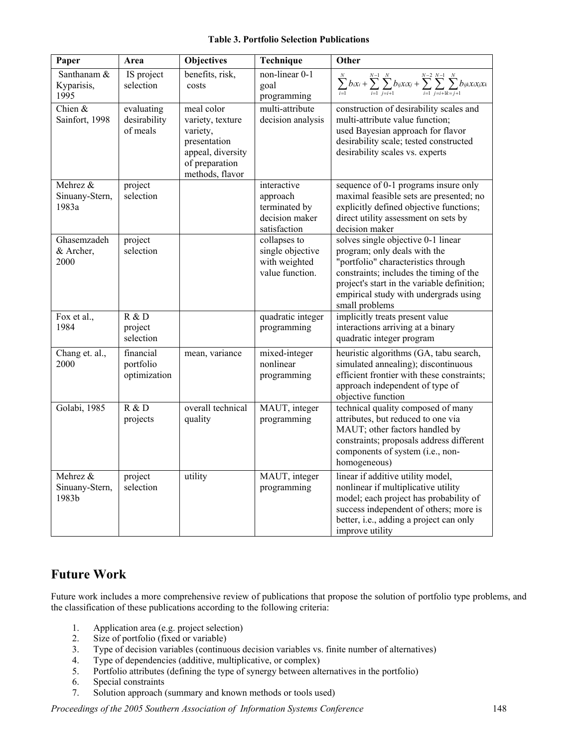**Table 3. Portfolio Selection Publications**

| Paper | Area | Objectives | Technique | Other |
|---|---|---|---|---|
| Santhanam & Kyparisis, 1995 | IS project selection | benefits, risk, costs | non-linear 0-1 goal programming | $\sum_{i=1}^{N} b_i x_i + \sum_{i=1}^{N-1} \sum_{j=i+1}^{N} b_{ij} x_i x_j + \sum_{i=1}^{N-2} \sum_{j=i+1}^{N-1} \sum_{k=j+1}^{N} b_{ijk} x_i x_j x_k$ |
| Chien & Sainfort, 1998 | evaluating desirability of meals | meal color variety, texture variety, presentation appeal, diversity of preparation methods, flavor | multi-attribute decision analysis | construction of desirability scales and multi-attribute value function; used Bayesian approach for flavor desirability scale; tested constructed desirability scales vs. experts |
| Mehrez & Sinuany-Stern, 1983a | project selection | | interactive approach terminated by decision maker satisfaction | sequence of 0-1 programs insure only maximal feasible sets are presented; no explicitly defined objective functions; direct utility assessment on sets by decision maker |
| Ghasemzadeh & Archer, 2000 | project selection | | collapses to single objective with weighted value function. | solves single objective 0-1 linear program; only deals with the "portfolio" characteristics through constraints; includes the timing of the project's start in the variable definition; empirical study with undergrads using small problems |
| Fox et al., 1984 | R & D project selection | | quadratic integer programming | implicitly treats present value interactions arriving at a binary quadratic integer program |
| Chang et. al., 2000 | financial portfolio optimization | mean, variance | mixed-integer nonlinear programming | heuristic algorithms (GA, tabu search, simulated annealing); discontinuous efficient frontier with these constraints; approach independent of type of objective function |
| Golabi, 1985 | R & D projects | overall technical quality | MAUT, integer programming | technical quality composed of many attributes, but reduced to one via MAUT; other factors handled by constraints; proposals address different components of system (i.e., non-homogeneous) |
| Mehrez & Sinuany-Stern, 1983b | project selection | utility | MAUT, integer programming | linear if additive utility model, nonlinear if multiplicative utility model; each project has probability of success independent of others; more is better, i.e., adding a project can only improve utility |

## Future Work

Future work includes a more comprehensive review of publications that propose the solution of portfolio type problems, and the classification of these publications according to the following criteria:

1. Application area (e.g. project selection)
2. Size of portfolio (fixed or variable)
3. Type of decision variables (continuous decision variables vs. finite number of alternatives)
4. Type of dependencies (additive, multiplicative, or complex)
5. Portfolio attributes (defining the type of synergy between alternatives in the portfolio)
6. Special constraints
7. Solution approach (summary and known methods or tools used)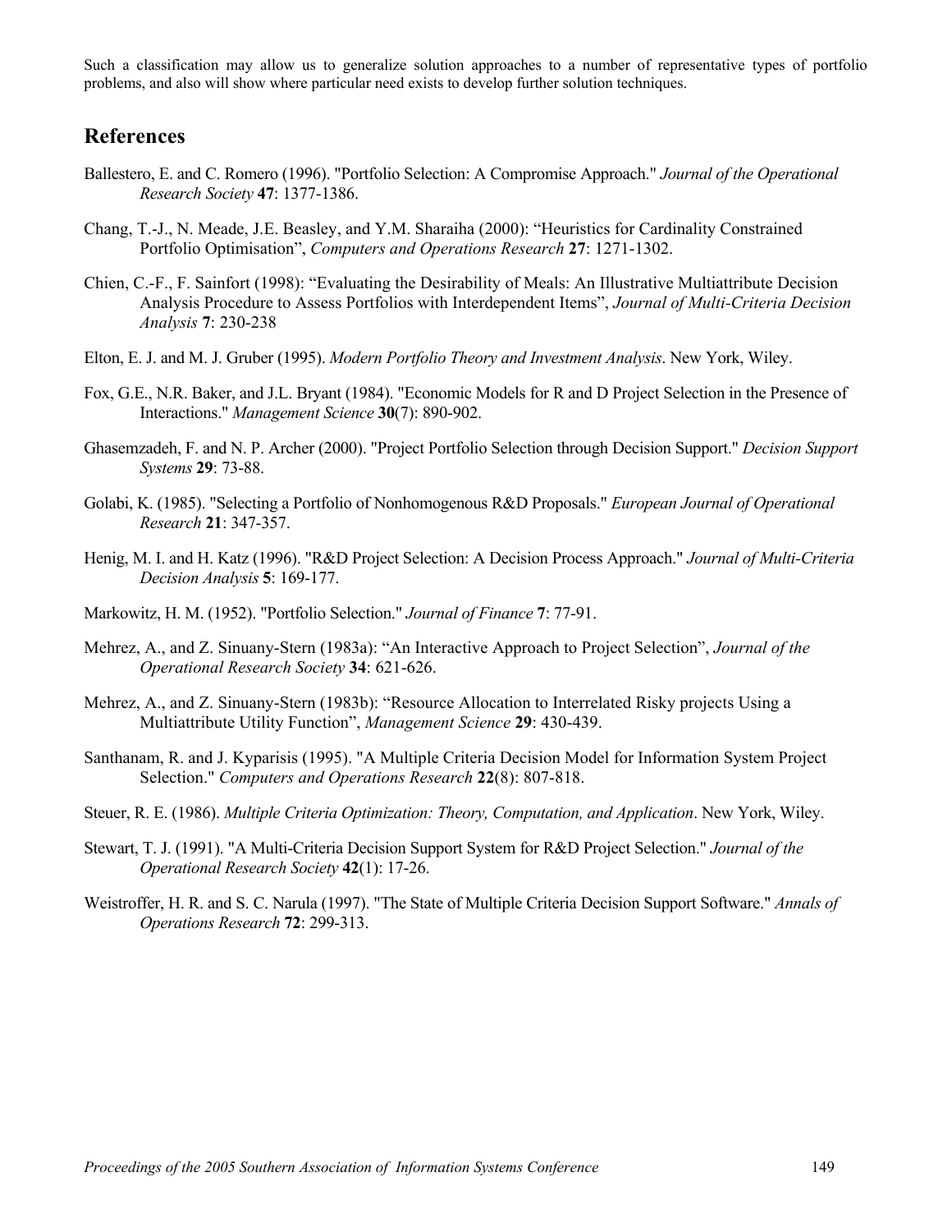Such a classification may allow us to generalize solution approaches to a number of representative types of portfolio problems, and also will show where particular need exists to develop further solution techniques.

## References

Ballestero, E. and C. Romero (1996). "Portfolio Selection: A Compromise Approach." *Journal of the Operational Research Society* **47**: 1377-1386.

Chang, T.-J., N. Meade, J.E. Beasley, and Y.M. Sharaiha (2000): "Heuristics for Cardinality Constrained Portfolio Optimisation", *Computers and Operations Research* **27**: 1271-1302.

Chien, C.-F., F. Sainfort (1998): "Evaluating the Desirability of Meals: An Illustrative Multiattribute Decision Analysis Procedure to Assess Portfolios with Interdependent Items", *Journal of Multi-Criteria Decision Analysis* **7**: 230-238

Elton, E. J. and M. J. Gruber (1995). *Modern Portfolio Theory and Investment Analysis*. New York, Wiley.

Fox, G.E., N.R. Baker, and J.L. Bryant (1984). "Economic Models for R and D Project Selection in the Presence of Interactions." *Management Science* **30**(7): 890-902.

Ghasemzadeh, F. and N. P. Archer (2000). "Project Portfolio Selection through Decision Support." *Decision Support Systems* **29**: 73-88.

Golabi, K. (1985). "Selecting a Portfolio of Nonhomogenous R&D Proposals." *European Journal of Operational Research* **21**: 347-357.

Henig, M. I. and H. Katz (1996). "R&D Project Selection: A Decision Process Approach." *Journal of Multi-Criteria Decision Analysis* **5**: 169-177.

Markowitz, H. M. (1952). "Portfolio Selection." *Journal of Finance* **7**: 77-91.

Mehrez, A., and Z. Sinuany-Stern (1983a): "An Interactive Approach to Project Selection", *Journal of the Operational Research Society* **34**: 621-626.

Mehrez, A., and Z. Sinuany-Stern (1983b): "Resource Allocation to Interrelated Risky projects Using a Multiattribute Utility Function", *Management Science* **29**: 430-439.

Santhanam, R. and J. Kyparisis (1995). "A Multiple Criteria Decision Model for Information System Project Selection." *Computers and Operations Research* **22**(8): 807-818.

Steuer, R. E. (1986). *Multiple Criteria Optimization: Theory, Computation, and Application*. New York, Wiley.

Stewart, T. J. (1991). "A Multi-Criteria Decision Support System for R&D Project Selection." *Journal of the Operational Research Society* **42**(1): 17-26.

Weistroffer, H. R. and S. C. Narula (1997). "The State of Multiple Criteria Decision Support Software." *Annals of Operations Research* **72**: 299-313.